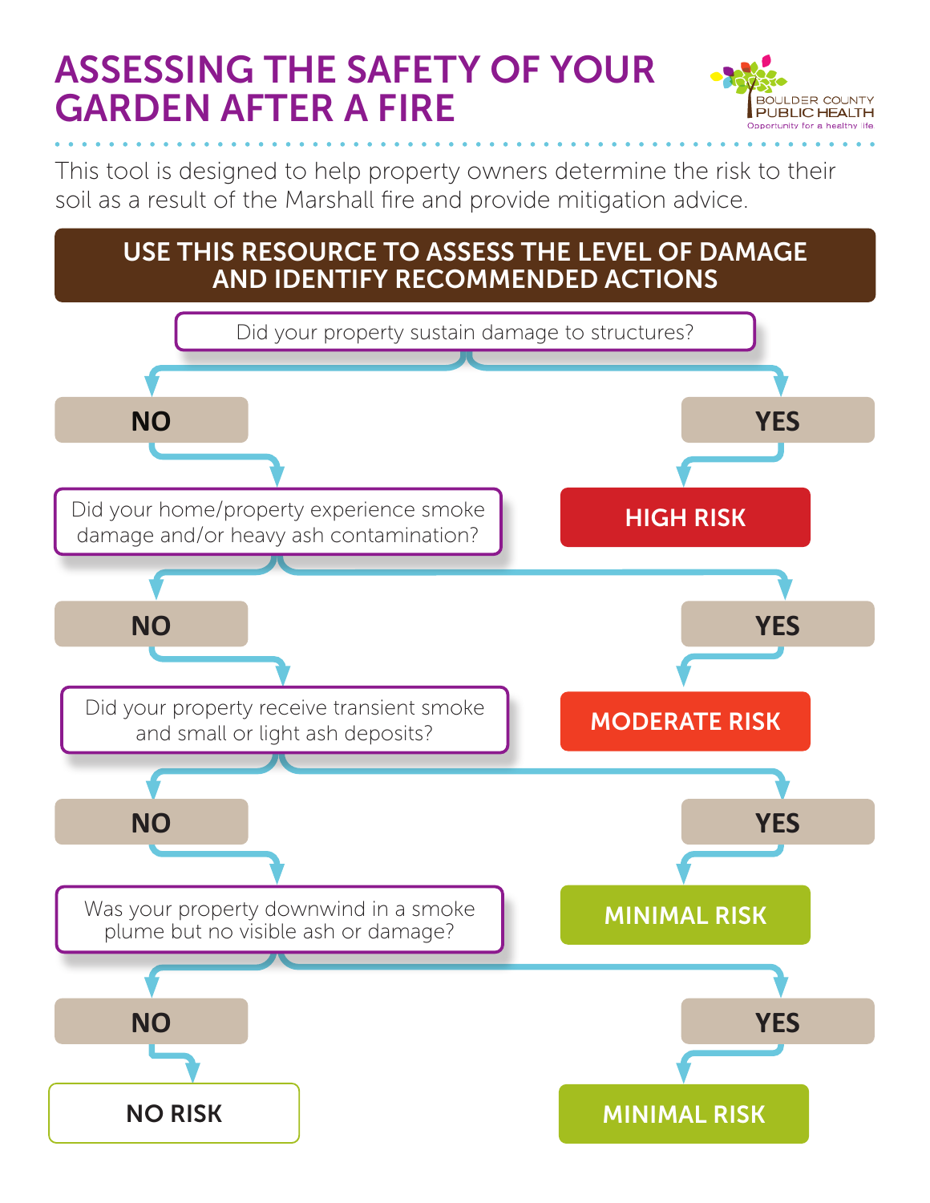# ASSESSING THE SAFETY OF YOUR GARDEN AFTER A FIRE

BOULDER COUNTY PUBLIC HEALTH
Opportunity for a healthy life

This tool is designed to help property owners determine the risk to their soil as a result of the Marshall fire and provide mitigation advice.

## USE THIS RESOURCE TO ASSESS THE LEVEL OF DAMAGE AND IDENTIFY RECOMMENDED ACTIONS

**Did your property sustain damage to structures?**

- **YES** → **HIGH RISK**
- **NO** → Did your home/property experience smoke damage and/or heavy ash contamination?

**Did your home/property experience smoke damage and/or heavy ash contamination?**

- **YES** → **MODERATE RISK**
- **NO** → Did your property receive transient smoke and small or light ash deposits?

**Did your property receive transient smoke and small or light ash deposits?**

- **YES** → **MINIMAL RISK**
- **NO** → Was your property downwind in a smoke plume but no visible ash or damage?

**Was your property downwind in a smoke plume but no visible ash or damage?**

- **YES** → **MINIMAL RISK**
- **NO** → **NO RISK**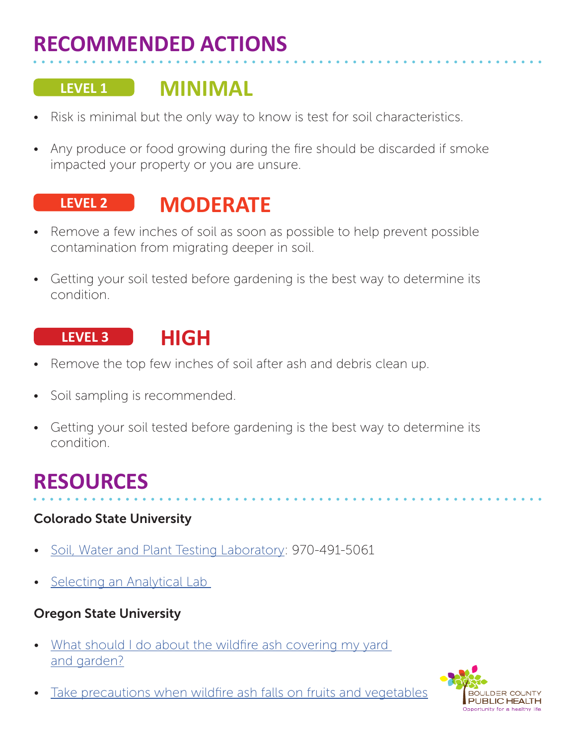# RECOMMENDED ACTIONS

## LEVEL 1 MINIMAL

- Risk is minimal but the only way to know is test for soil characteristics.
- Any produce or food growing during the fire should be discarded if smoke impacted your property or you are unsure.

## LEVEL 2 MODERATE

- Remove a few inches of soil as soon as possible to help prevent possible contamination from migrating deeper in soil.
- Getting your soil tested before gardening is the best way to determine its condition.

## LEVEL 3 HIGH

- Remove the top few inches of soil after ash and debris clean up.
- Soil sampling is recommended.
- Getting your soil tested before gardening is the best way to determine its condition.

# RESOURCES

### Colorado State University

- Soil, Water and Plant Testing Laboratory: 970-491-5061
- Selecting an Analytical Lab

### Oregon State University

- What should I do about the wildfire ash covering my yard and garden?
- Take precautions when wildfire ash falls on fruits and vegetables

BOULDER COUNTY PUBLIC HEALTH
Opportunity for a healthy life.